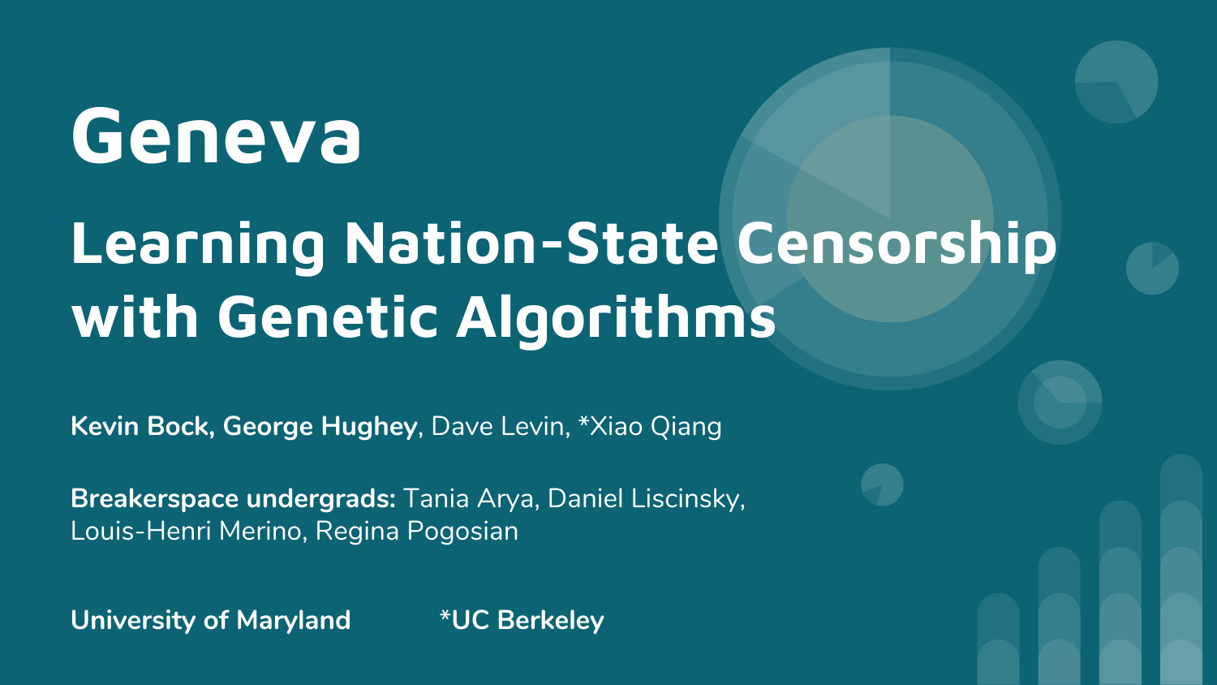# Geneva

## Learning Nation-State Censorship with Genetic Algorithms

**Kevin Bock, George Hughey**, Dave Levin, *Xiao Qiang

**Breakerspace undergrads:** Tania Arya, Daniel Liscinsky, Louis-Henri Merino, Regina Pogosian

**University of Maryland** **\*UC Berkeley**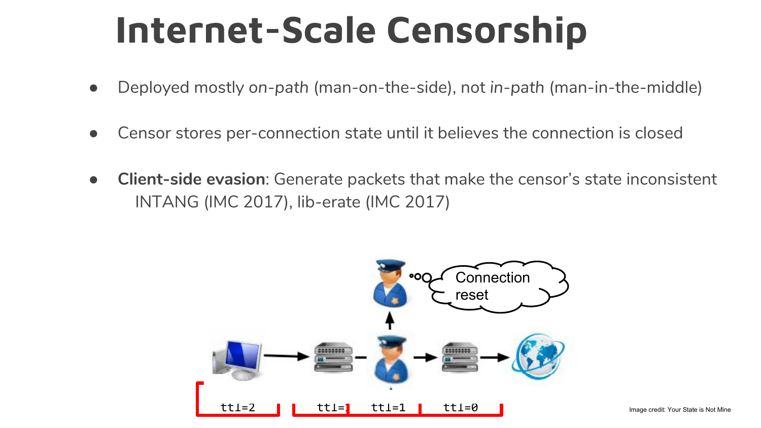# Internet-Scale Censorship

- Deployed mostly *on-path* (man-on-the-side), not *in-path* (man-in-the-middle)
- Censor stores per-connection state until it believes the connection is closed
- **Client-side evasion**: Generate packets that make the censor's state inconsistent
  INTANG (IMC 2017), lib-erate (IMC 2017)

Connection reset

ttl=2

ttl=1

ttl=1

ttl=0

Image credit: Your State is Not Mine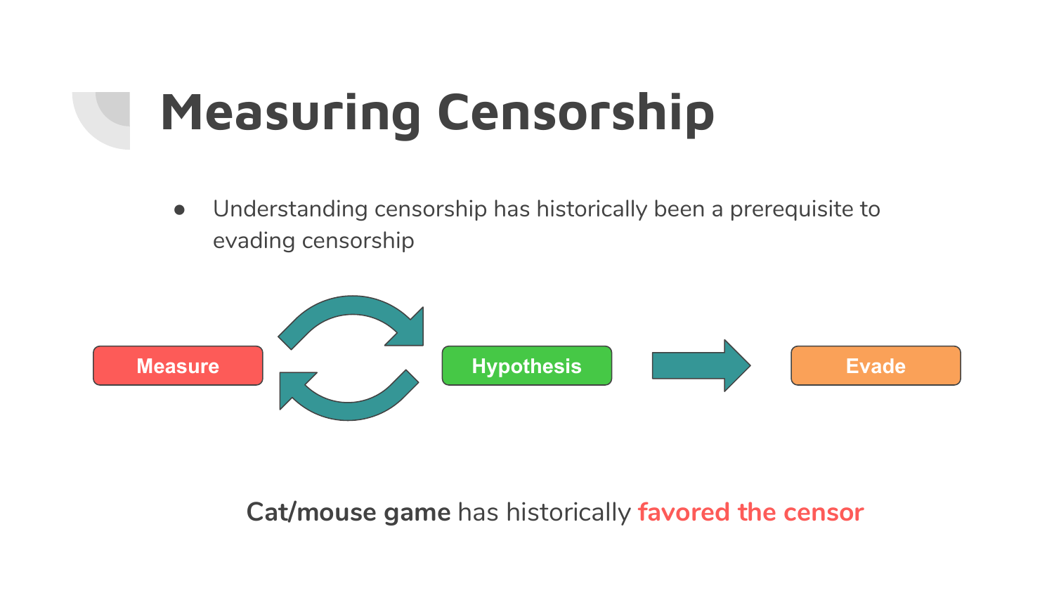# Measuring Censorship

- Understanding censorship has historically been a prerequisite to evading censorship

Measure

Hypothesis

Evade

**Cat/mouse game** has historically **favored the censor**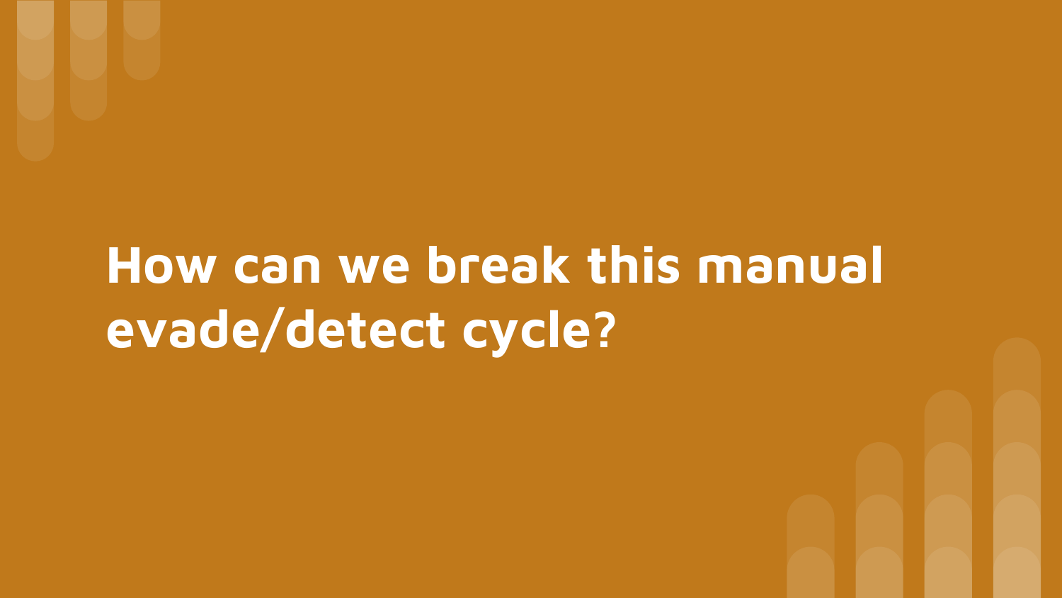# How can we break this manual evade/detect cycle?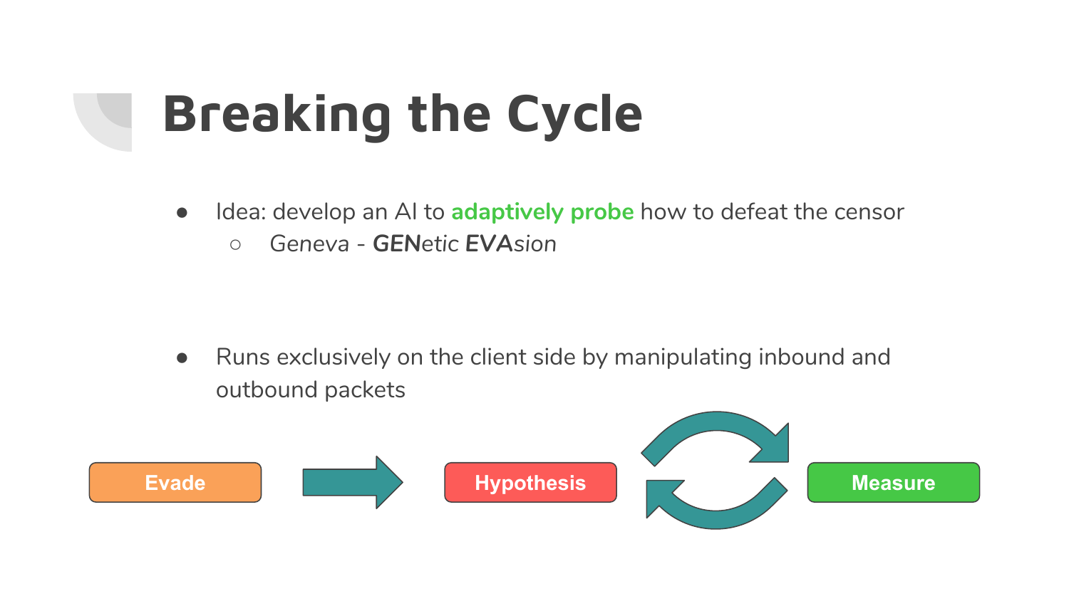# Breaking the Cycle

- Idea: develop an AI to **adaptively probe** how to defeat the censor
  - *Geneva - **GEN**etic **EVA**sion*

- Runs exclusively on the client side by manipulating inbound and outbound packets

Evade

Hypothesis

Measure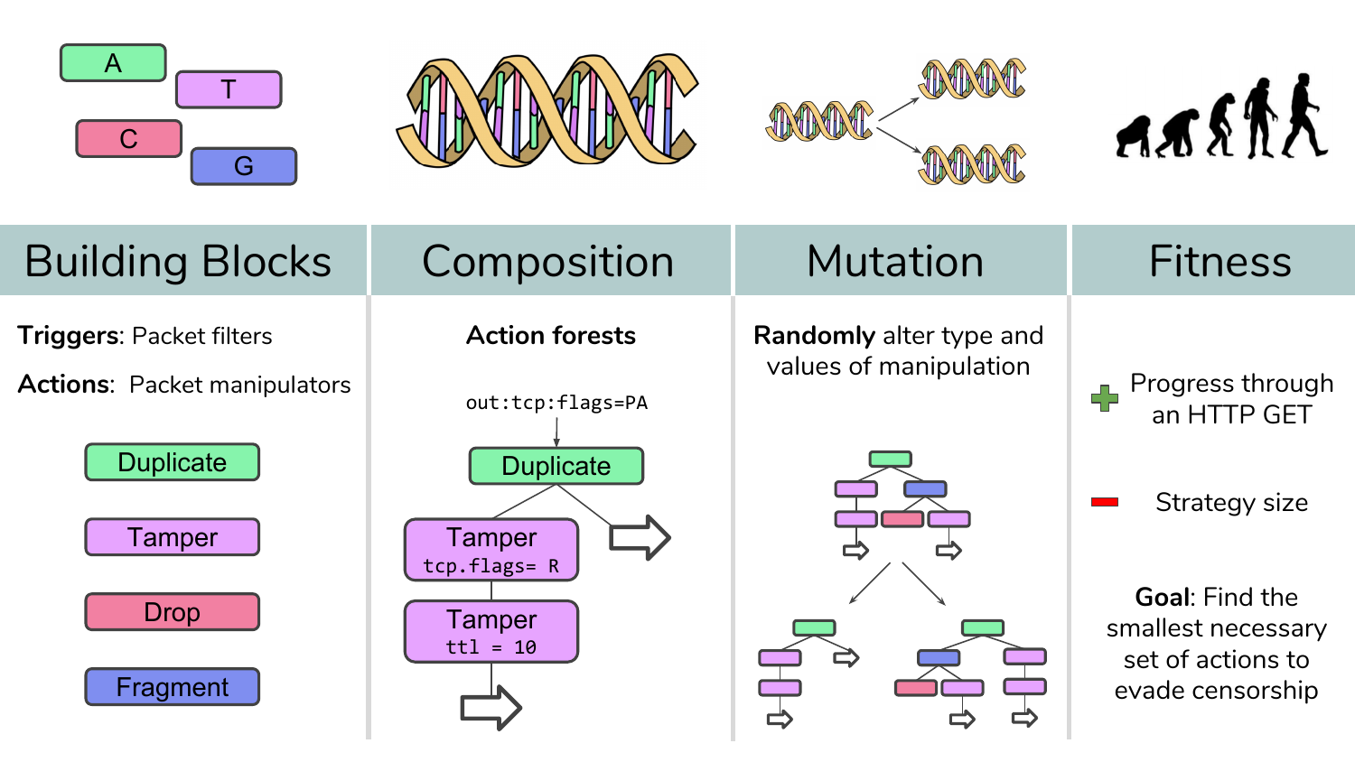## Building Blocks

**Triggers**: Packet filters

**Actions**: Packet manipulators

Duplicate

Tamper

Drop

Fragment

## Composition

**Action forests**

out:tcp:flags=PA

Duplicate

Tamper
tcp.flags= R

Tamper
ttl = 10

## Mutation

**Randomly** alter type and values of manipulation

## Fitness

+ Progress through an HTTP GET

− Strategy size

**Goal**: Find the smallest necessary set of actions to evade censorship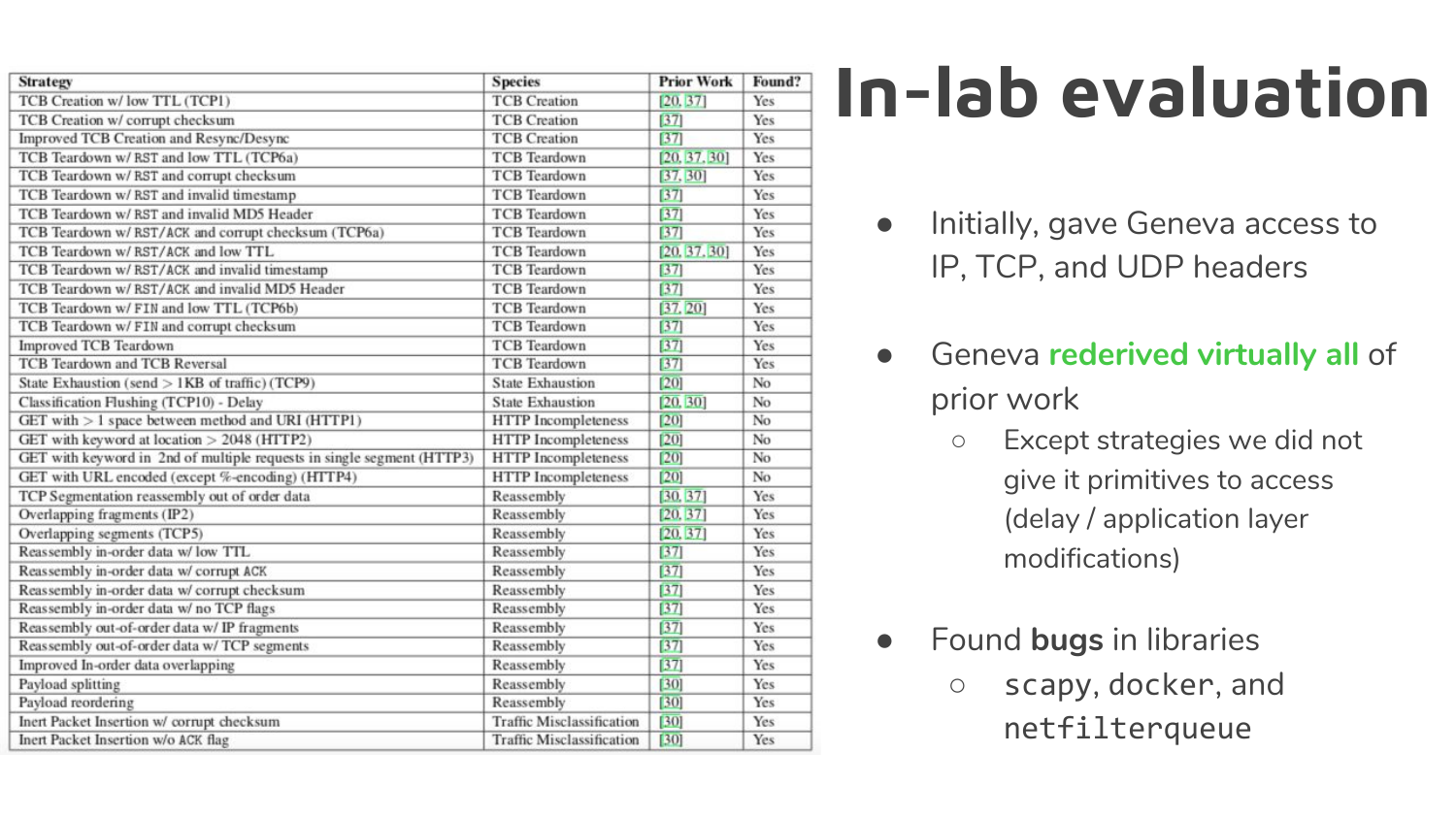# In-lab evaluation

| Strategy | Species | Prior Work | Found? |
|---|---|---|---|
| TCB Creation w/ low TTL (TCP1) | TCB Creation | [20, 37] | Yes |
| TCB Creation w/ corrupt checksum | TCB Creation | [37] | Yes |
| Improved TCB Creation and Resync/Desync | TCB Creation | [37] | Yes |
| TCB Teardown w/ RST and low TTL (TCP6a) | TCB Teardown | [20, 37, 30] | Yes |
| TCB Teardown w/ RST and corrupt checksum | TCB Teardown | [37, 30] | Yes |
| TCB Teardown w/ RST and invalid timestamp | TCB Teardown | [37] | Yes |
| TCB Teardown w/ RST and invalid MD5 Header | TCB Teardown | [37] | Yes |
| TCB Teardown w/ RST/ACK and corrupt checksum (TCP6a) | TCB Teardown | [37] | Yes |
| TCB Teardown w/ RST/ACK and low TTL | TCB Teardown | [20, 37, 30] | Yes |
| TCB Teardown w/ RST/ACK and invalid timestamp | TCB Teardown | [37] | Yes |
| TCB Teardown w/ RST/ACK and invalid MD5 Header | TCB Teardown | [37] | Yes |
| TCB Teardown w/ FIN and low TTL (TCP6b) | TCB Teardown | [37, 20] | Yes |
| TCB Teardown w/ FIN and corrupt checksum | TCB Teardown | [37] | Yes |
| Improved TCB Teardown | TCB Teardown | [37] | Yes |
| TCB Teardown and TCB Reversal | TCB Teardown | [37] | Yes |
| State Exhaustion (send > 1KB of traffic) (TCP9) | State Exhaustion | [20] | No |
| Classification Flushing (TCP10) - Delay | State Exhaustion | [20, 30] | No |
| GET with > 1 space between method and URI (HTTP1) | HTTP Incompleteness | [20] | No |
| GET with keyword at location > 2048 (HTTP2) | HTTP Incompleteness | [20] | No |
| GET with keyword in 2nd of multiple requests in single segment (HTTP3) | HTTP Incompleteness | [20] | No |
| GET with URL encoded (except %-encoding) (HTTP4) | HTTP Incompleteness | [20] | No |
| TCP Segmentation reassembly out of order data | Reassembly | [30, 37] | Yes |
| Overlapping fragments (IP2) | Reassembly | [20, 37] | Yes |
| Overlapping segments (TCP5) | Reassembly | [20, 37] | Yes |
| Reassembly in-order data w/ low TTL | Reassembly | [37] | Yes |
| Reassembly in-order data w/ corrupt ACK | Reassembly | [37] | Yes |
| Reassembly in-order data w/ corrupt checksum | Reassembly | [37] | Yes |
| Reassembly in-order data w/ no TCP flags | Reassembly | [37] | Yes |
| Reassembly out-of-order data w/ IP fragments | Reassembly | [37] | Yes |
| Reassembly out-of-order data w/ TCP segments | Reassembly | [37] | Yes |
| Improved In-order data overlapping | Reassembly | [37] | Yes |
| Payload splitting | Reassembly | [30] | Yes |
| Payload reordering | Reassembly | [30] | Yes |
| Inert Packet Insertion w/ corrupt checksum | Traffic Misclassification | [30] | Yes |
| Inert Packet Insertion w/o ACK flag | Traffic Misclassification | [30] | Yes |

- Initially, gave Geneva access to IP, TCP, and UDP headers
- Geneva **rederived virtually all** of prior work
  - Except strategies we did not give it primitives to access (delay / application layer modifications)
- Found **bugs** in libraries
  - `scapy`, `docker`, and `netfilterqueue`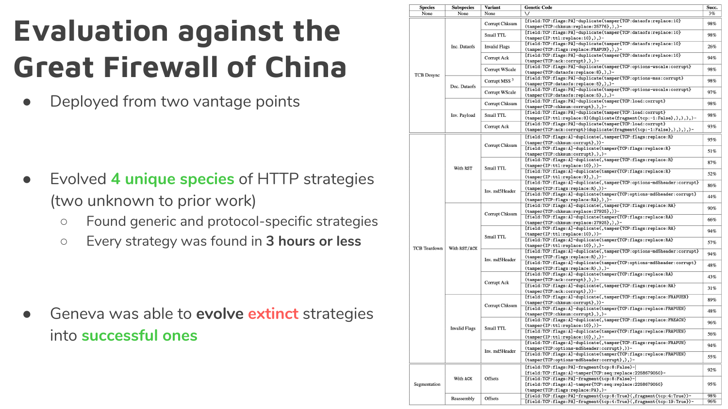# Evaluation against the Great Firewall of China

- Deployed from two vantage points
- Evolved **4 unique species** of HTTP strategies (two unknown to prior work)
  - Found generic and protocol-specific strategies
  - Every strategy was found in **3 hours or less**
- Geneva was able to **evolve extinct** strategies into **successful ones**

| Species | Subspecies | Variant | Genetic Code | Succ. |
|---|---|---|---|---|
| None | None | None | \/ | 3% |
| TCB Desync | Inc. Dataofs | Corrupt Chksum | [field:TCP:flags:PA]-duplicate(tamper{TCP:dataofs:replace:10}(tamper{TCP:chksum:replace:25776},),)- | 98% |
| | | Small TTL | [field:TCP:flags:PA]-duplicate(tamper{TCP:dataofs:replace:10}(tamper{IP:ttl:replace:10},),)- | 98% |
| | | Invalid Flags | [field:TCP:flags:PA]-duplicate(tamper{TCP:dataofs:replace:10}(tamper{TCP:flags:replace:FRAPUN},),)- | 26% |
| | | Corrupt Ack | [field:TCP:flags:PA]-duplicate(tamper{TCP:dataofs:replace:10}(tamper{TCP:ack:corrupt},),)- | 94% |
| | | Corrupt WScale | [field:TCP:flags:PA]-duplicate(tamper{TCP:options-wscale:corrupt}(tamper{TCP:dataofs:replace:8},),)- | 98% |
| | Dec. Dataofs | Corrupt MSS [3] | [field:TCP:flags:PA]-duplicate(tamper{TCP:options-mss:corrupt}(tamper{TCP:dataofs:replace:5},),)- | 98% |
| | | Corrupt WScale | [field:TCP:flags:PA]-duplicate(tamper{TCP:options-wscale:corrupt}(tamper{TCP:dataofs:replace:5},),)- | 97% |
| | Inv. Payload | Corrupt Chksum | [field:TCP:flags:PA]-duplicate(tamper{TCP:load:corrupt}(tamper{TCP:chksum:corrupt},),)- | 98% |
| | | Small TTL | [field:TCP:flags:PA]-duplicate(tamper{TCP:load:corrupt}(tamper{IP:ttl:replace:8}(duplicate(fragment{tcp:-1:False},),),),)- | 98% |
| | | Corrupt Ack | [field:TCP:flags:PA]-duplicate(tamper{TCP:load:corrupt}(tamper{TCP:ack:corrupt}(duplicate(fragment{tcp:-1:False},),),),)- | 93% |
| TCB Teardown | With RST | Corrupt Chksum | [field:TCP:flags:A]-duplicate(,tamper{TCP:flags:replace:R}(tamper{TCP:chksum:corrupt},))- | 95% |
| | | | [field:TCP:flags:A]-duplicate(tamper{TCP:flags:replace:R}(tamper{TCP:chksum:corrupt},),)- | 51% |
| | | Small TTL | [field:TCP:flags:A]-duplicate(,tamper{TCP:flags:replace:R}(tamper{IP:ttl:replace:10},))- | 87% |
| | | | [field:TCP:flags:A]-duplicate(tamper{TCP:flags:replace:R}(tamper{IP:ttl:replace:9},),)- | 52% |
| | | Inv. md5Header | [field:TCP:flags:A]-duplicate(,tamper{TCP:options-md5header:corrupt}(tamper{TCP:flags:replace:R},))- | 86% |
| | | | [field:TCP:flags:A]-duplicate(tamper{TCP:options-md5header:corrupt}(tamper{TCP:flags:replace:RA},),)- | 44% |
| | With RST/ACK | Corrupt Chksum | [field:TCP:flags:A]-duplicate(,tamper{TCP:flags:replace:RA}(tamper{TCP:chksum:replace:27925},))- | 90% |
| | | | [field:TCP:flags:A]-duplicate(tamper{TCP:flags:replace:RA}(tamper{TCP:chksum:replace:27925},),)- | 66% |
| | | Small TTL | [field:TCP:flags:A]-duplicate(,tamper{TCP:flags:replace:RA}(tamper{IP:ttl:replace:10},))- | 94% |
| | | | [field:TCP:flags:A]-duplicate(tamper{TCP:flags:replace:RA}(tamper{IP:ttl:replace:10},),)- | 57% |
| | | Inv. md5Header | [field:TCP:flags:A]-duplicate(,tamper{TCP:options-md5header:corrupt}(tamper{TCP:flags:replace:R},))- | 94% |
| | | | [field:TCP:flags:A]-duplicate(tamper{TCP:options-md5header:corrupt}(tamper{TCP:flags:replace:R},),)- | 48% |
| | | Corrupt Ack | [field:TCP:flags:A]-duplicate(tamper{TCP:flags:replace:RA}(tamper{TCP:ack:corrupt},),)- | 43% |
| | | | [field:TCP:flags:A]-duplicate(,tamper{TCP:flags:replace:RA}(tamper{TCP:ack:corrupt},))- | 31% |
| | Invalid Flags | Corrupt Chksum | [field:TCP:flags:A]-duplicate(,tamper{TCP:flags:replace:FRAPUEN}(tamper{TCP:chksum:corrupt},))- | 89% |
| | | | [field:TCP:flags:A]-duplicate(tamper{TCP:flags:replace:FRAPUEN}(tamper{TCP:chksum:corrupt},),)- | 48% |
| | | Small TTL | [field:TCP:flags:A]-duplicate(,tamper{TCP:flags:replace:FREACN}(tamper{IP:ttl:replace:10},))- | 96% |
| | | | [field:TCP:flags:A]-duplicate(tamper{TCP:flags:replace:FRAPUEN}(tamper{IP:ttl:replace:10},),)- | 56% |
| | | Inv. md5Header | [field:TCP:flags:A]-duplicate(,tamper{TCP:flags:replace:FRAPUN}(tamper{TCP:options-md5header:corrupt},))- | 94% |
| | | | [field:TCP:flags:A]-duplicate(tamper{TCP:flags:replace:FRAPUEN}(tamper{TCP:options-md5header:corrupt},),)- | 55% |
| Segmentation | With ACK | Offsets | [field:TCP:flags:PA]-fragment{tcp:8:False}-\|[field:TCP:flags:A]-tamper{TCP:seq:replace:2258679050}- | 92% |
| | | | [field:TCP:flags:PA]-fragment{tcp:8:False}-\|[field:TCP:flags:A]-tamper{TCP:seq:replace:2258679050}(tamper{TCP:flags:replace:PA},)- | 95% |
| | Reassembly | Offsets | [field:TCP:flags:PA]-fragment{tcp:8:True}(,fragment{tcp:4:True})- | 98% |
| | | | [field:TCP:flags:PA]-fragment{tcp:4:True}(,fragment{tcp:19:True})- | 96% |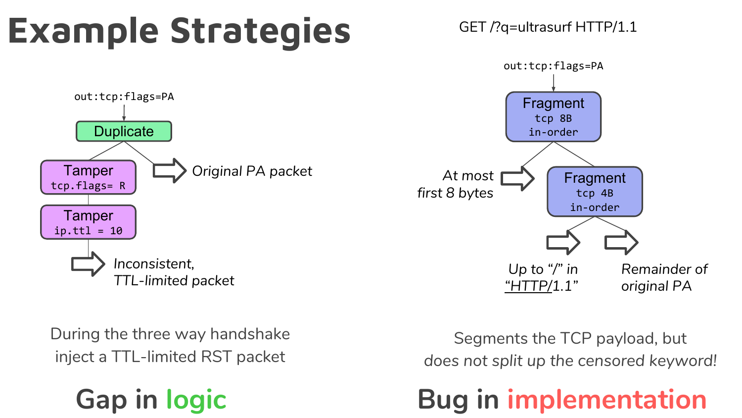# Example Strategies

```
out:tcp:flags=PA
```

Duplicate

- Tamper `tcp.flags= R`
- Tamper `ip.ttl = 10`
  - *Inconsistent, TTL-limited packet*
- *Original PA packet*

During the three way handshake inject a TTL-limited RST packet

## Gap in logic

GET /?q=ultrasurf HTTP/1.1

```
out:tcp:flags=PA
```

Fragment `tcp 8B in-order`

- *At most first 8 bytes*
- Fragment `tcp 4B in-order`
  - *Up to "/" in "HTTP/1.1"*
  - *Remainder of original PA*

Segments the TCP payload, but *does not split up the censored keyword!*

## Bug in implementation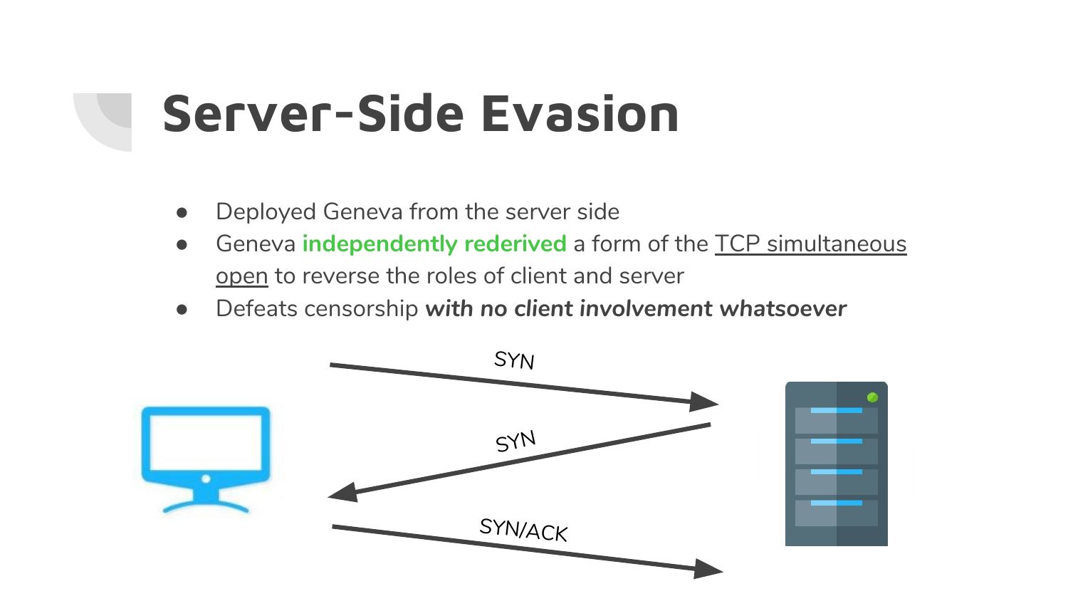# Server-Side Evasion

- Deployed Geneva from the server side
- Geneva **independently rederived** a form of the TCP simultaneous open to reverse the roles of client and server
- Defeats censorship ***with no client involvement whatsoever***

SYN

SYN

SYN/ACK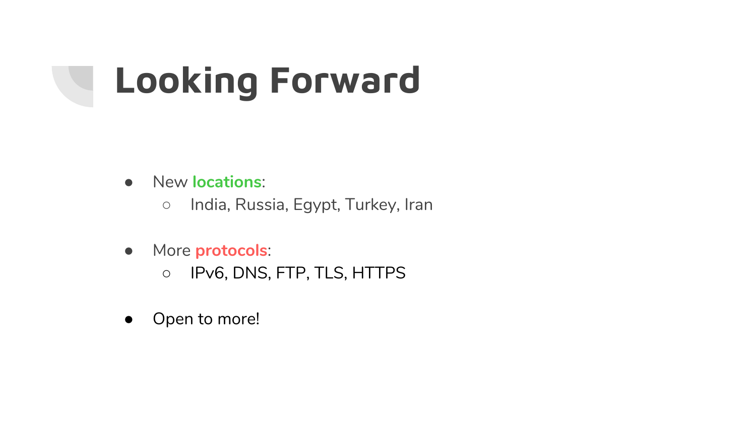# Looking Forward

- New **locations**:
  - India, Russia, Egypt, Turkey, Iran

- More **protocols**:
  - IPv6, DNS, FTP, TLS, HTTPS

- Open to more!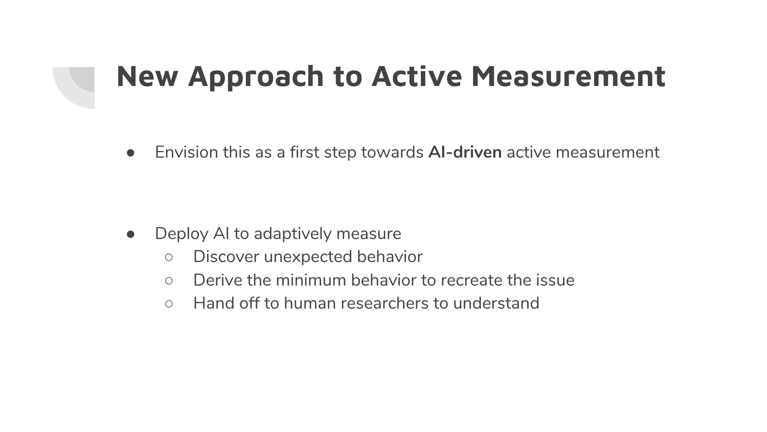# New Approach to Active Measurement

- Envision this as a first step towards **AI-driven** active measurement

- Deploy AI to adaptively measure
  - Discover unexpected behavior
  - Derive the minimum behavior to recreate the issue
  - Hand off to human researchers to understand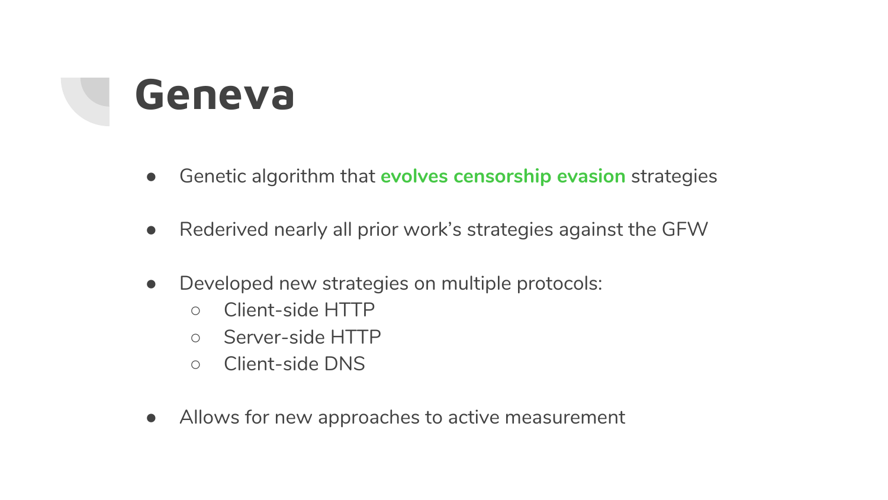# Geneva

- Genetic algorithm that **evolves censorship evasion** strategies
- Rederived nearly all prior work's strategies against the GFW
- Developed new strategies on multiple protocols:
  - Client-side HTTP
  - Server-side HTTP
  - Client-side DNS
- Allows for new approaches to active measurement